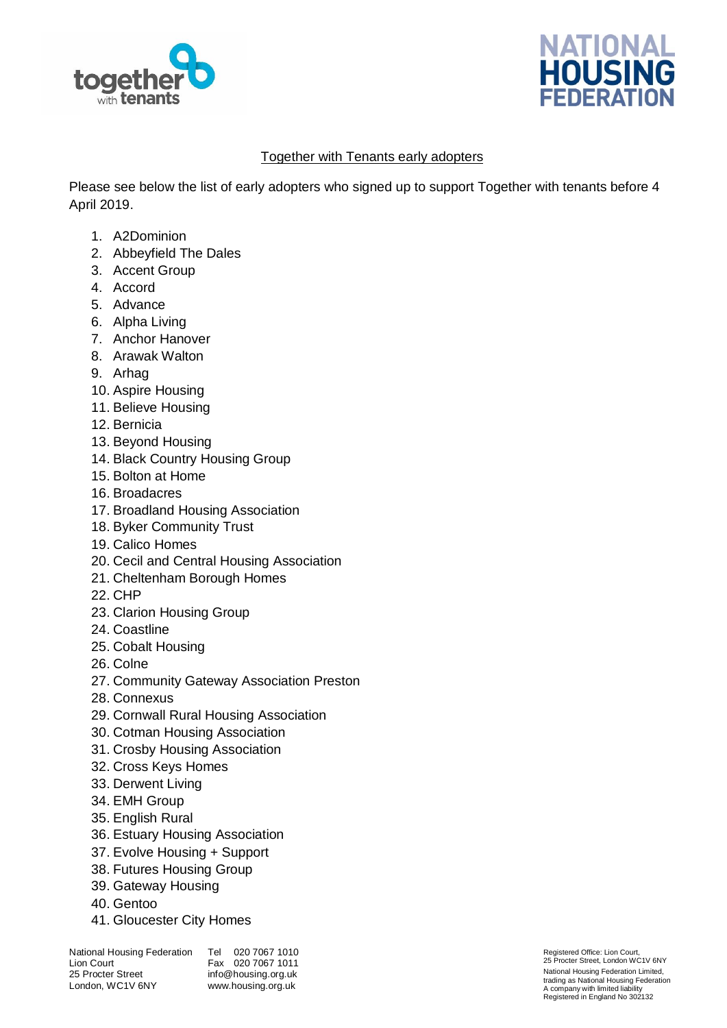# Together with Tenants early adopters

Please see below the list of early adopters who signed up to support Together with tenants before 4 April 2019.

1. A2Dominion
2. Abbeyfield The Dales
3. Accent Group
4. Accord
5. Advance
6. Alpha Living
7. Anchor Hanover
8. Arawak Walton
9. Arhag
10. Aspire Housing
11. Believe Housing
12. Bernicia
13. Beyond Housing
14. Black Country Housing Group
15. Bolton at Home
16. Broadacres
17. Broadland Housing Association
18. Byker Community Trust
19. Calico Homes
20. Cecil and Central Housing Association
21. Cheltenham Borough Homes
22. CHP
23. Clarion Housing Group
24. Coastline
25. Cobalt Housing
26. Colne
27. Community Gateway Association Preston
28. Connexus
29. Cornwall Rural Housing Association
30. Cotman Housing Association
31. Crosby Housing Association
32. Cross Keys Homes
33. Derwent Living
34. EMH Group
35. English Rural
36. Estuary Housing Association
37. Evolve Housing + Support
38. Futures Housing Group
39. Gateway Housing
40. Gentoo
41. Gloucester City Homes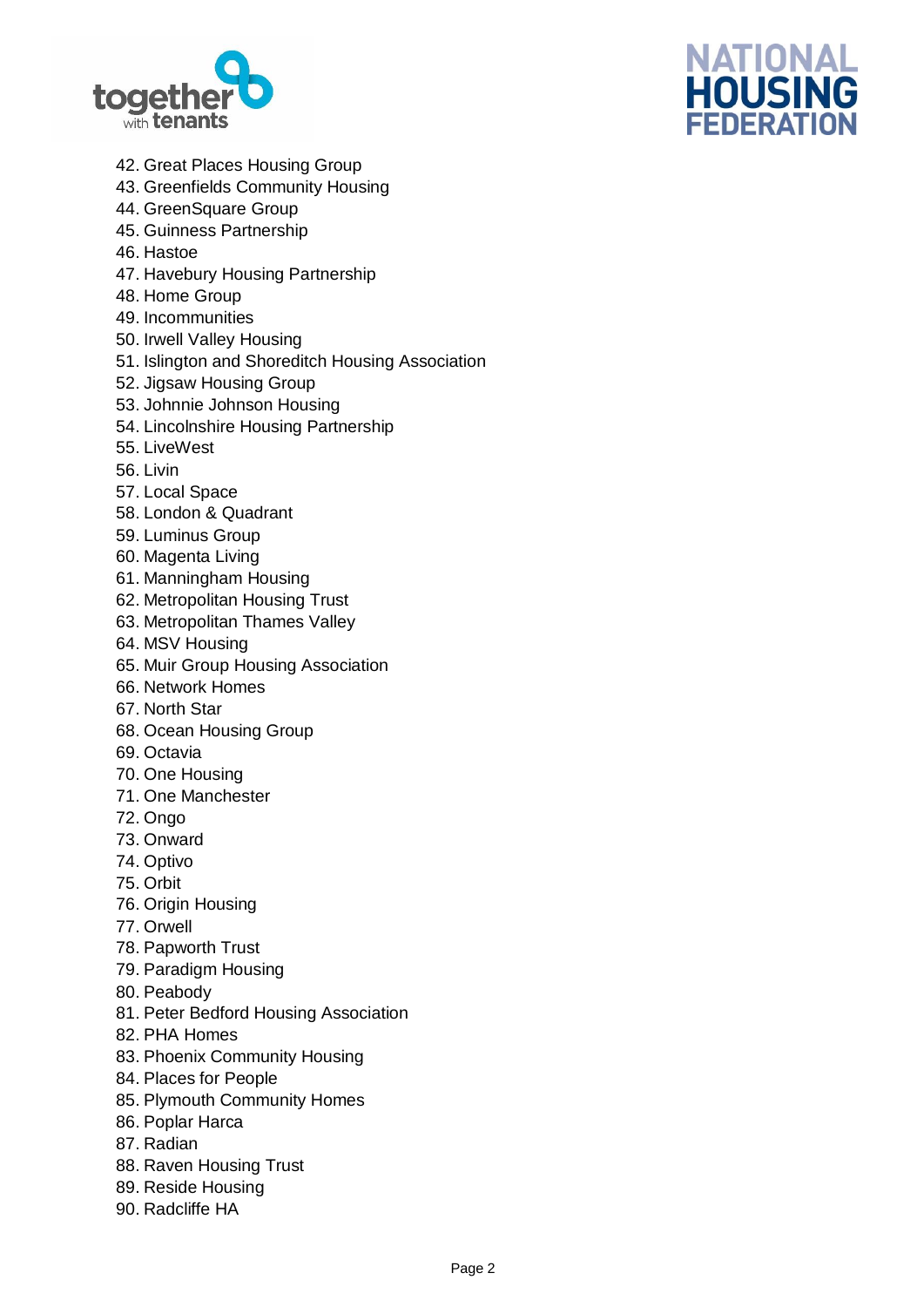42. Great Places Housing Group
43. Greenfields Community Housing
44. GreenSquare Group
45. Guinness Partnership
46. Hastoe
47. Havebury Housing Partnership
48. Home Group
49. Incommunities
50. Irwell Valley Housing
51. Islington and Shoreditch Housing Association
52. Jigsaw Housing Group
53. Johnnie Johnson Housing
54. Lincolnshire Housing Partnership
55. LiveWest
56. Livin
57. Local Space
58. London & Quadrant
59. Luminus Group
60. Magenta Living
61. Manningham Housing
62. Metropolitan Housing Trust
63. Metropolitan Thames Valley
64. MSV Housing
65. Muir Group Housing Association
66. Network Homes
67. North Star
68. Ocean Housing Group
69. Octavia
70. One Housing
71. One Manchester
72. Ongo
73. Onward
74. Optivo
75. Orbit
76. Origin Housing
77. Orwell
78. Papworth Trust
79. Paradigm Housing
80. Peabody
81. Peter Bedford Housing Association
82. PHA Homes
83. Phoenix Community Housing
84. Places for People
85. Plymouth Community Homes
86. Poplar Harca
87. Radian
88. Raven Housing Trust
89. Reside Housing
90. Radcliffe HA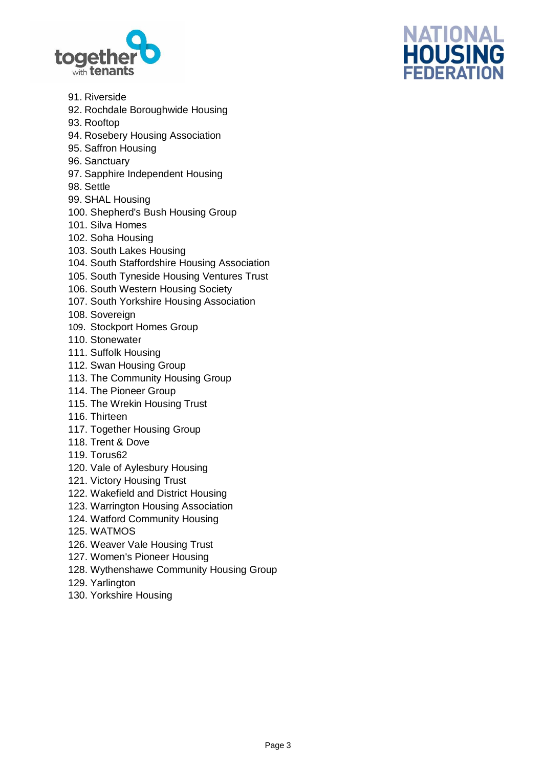91. Riverside
92. Rochdale Boroughwide Housing
93. Rooftop
94. Rosebery Housing Association
95. Saffron Housing
96. Sanctuary
97. Sapphire Independent Housing
98. Settle
99. SHAL Housing
100. Shepherd's Bush Housing Group
101. Silva Homes
102. Soha Housing
103. South Lakes Housing
104. South Staffordshire Housing Association
105. South Tyneside Housing Ventures Trust
106. South Western Housing Society
107. South Yorkshire Housing Association
108. Sovereign
109. Stockport Homes Group
110. Stonewater
111. Suffolk Housing
112. Swan Housing Group
113. The Community Housing Group
114. The Pioneer Group
115. The Wrekin Housing Trust
116. Thirteen
117. Together Housing Group
118. Trent & Dove
119. Torus62
120. Vale of Aylesbury Housing
121. Victory Housing Trust
122. Wakefield and District Housing
123. Warrington Housing Association
124. Watford Community Housing
125. WATMOS
126. Weaver Vale Housing Trust
127. Women's Pioneer Housing
128. Wythenshawe Community Housing Group
129. Yarlington
130. Yorkshire Housing